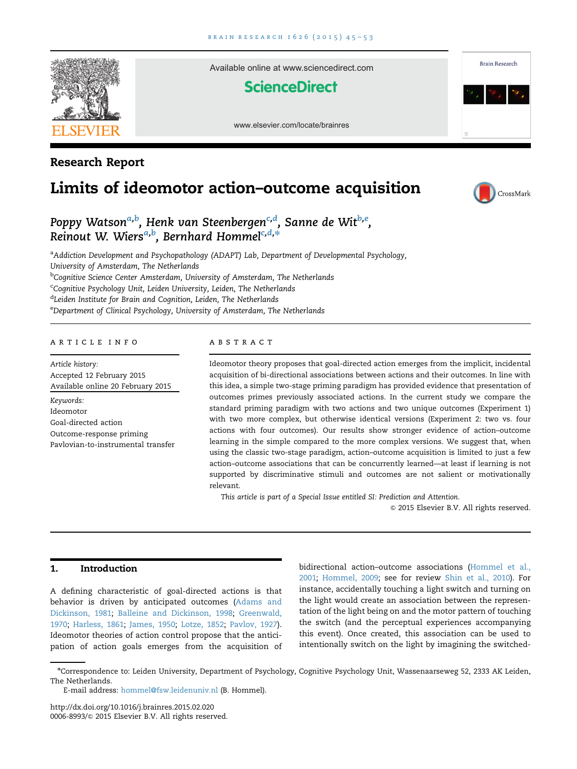Research Report

# Limits of ideomotor action–outcome acquisition

Poppy Watson[a,b], Henk van Steenbergen[c,d], Sanne de Wit[b,e], Reinout W. Wiers[a,b], Bernhard Hommel[c,d,*]

[a]Addiction Development and Psychopathology (ADAPT) Lab, Department of Developmental Psychology, University of Amsterdam, The Netherlands
[b]Cognitive Science Center Amsterdam, University of Amsterdam, The Netherlands
[c]Cognitive Psychology Unit, Leiden University, Leiden, The Netherlands
[d]Leiden Institute for Brain and Cognition, Leiden, The Netherlands
[e]Department of Clinical Psychology, University of Amsterdam, The Netherlands

**ARTICLE INFO**

*Article history:*
Accepted 12 February 2015
Available online 20 February 2015

*Keywords:*
Ideomotor
Goal-directed action
Outcome-response priming
Pavlovian-to-instrumental transfer

**ABSTRACT**

Ideomotor theory proposes that goal-directed action emerges from the implicit, incidental acquisition of bi-directional associations between actions and their outcomes. In line with this idea, a simple two-stage priming paradigm has provided evidence that presentation of outcomes primes previously associated actions. In the current study we compare the standard priming paradigm with two actions and two unique outcomes (Experiment 1) with two more complex, but otherwise identical versions (Experiment 2: two vs. four actions with four outcomes). Our results show stronger evidence of action–outcome learning in the simple compared to the more complex versions. We suggest that, when using the classic two-stage paradigm, action–outcome acquisition is limited to just a few action–outcome associations that can be concurrently learned—at least if learning is not supported by discriminative stimuli and outcomes are not salient or motivationally relevant.

*This article is part of a Special Issue entitled SI: Prediction and Attention.*

© 2015 Elsevier B.V. All rights reserved.

## 1. Introduction

A defining characteristic of goal-directed actions is that behavior is driven by anticipated outcomes (Adams and Dickinson, 1981; Balleine and Dickinson, 1998; Greenwald, 1970; Harless, 1861; James, 1950; Lotze, 1852; Pavlov, 1927). Ideomotor theories of action control propose that the anticipation of action goals emerges from the acquisition of bidirectional action–outcome associations (Hommel et al., 2001; Hommel, 2009; see for review Shin et al., 2010). For instance, accidentally touching a light switch and turning on the light would create an association between the representation of the light being on and the motor pattern of touching the switch (and the perceptual experiences accompanying this event). Once created, this association can be used to intentionally switch on the light by imagining the switched-

*Correspondence to: Leiden University, Department of Psychology, Cognitive Psychology Unit, Wassenaarseweg 52, 2333 AK Leiden, The Netherlands.
E-mail address: hommel@fsw.leidenuniv.nl (B. Hommel).

http://dx.doi.org/10.1016/j.brainres.2015.02.020
0006-8993/© 2015 Elsevier B.V. All rights reserved.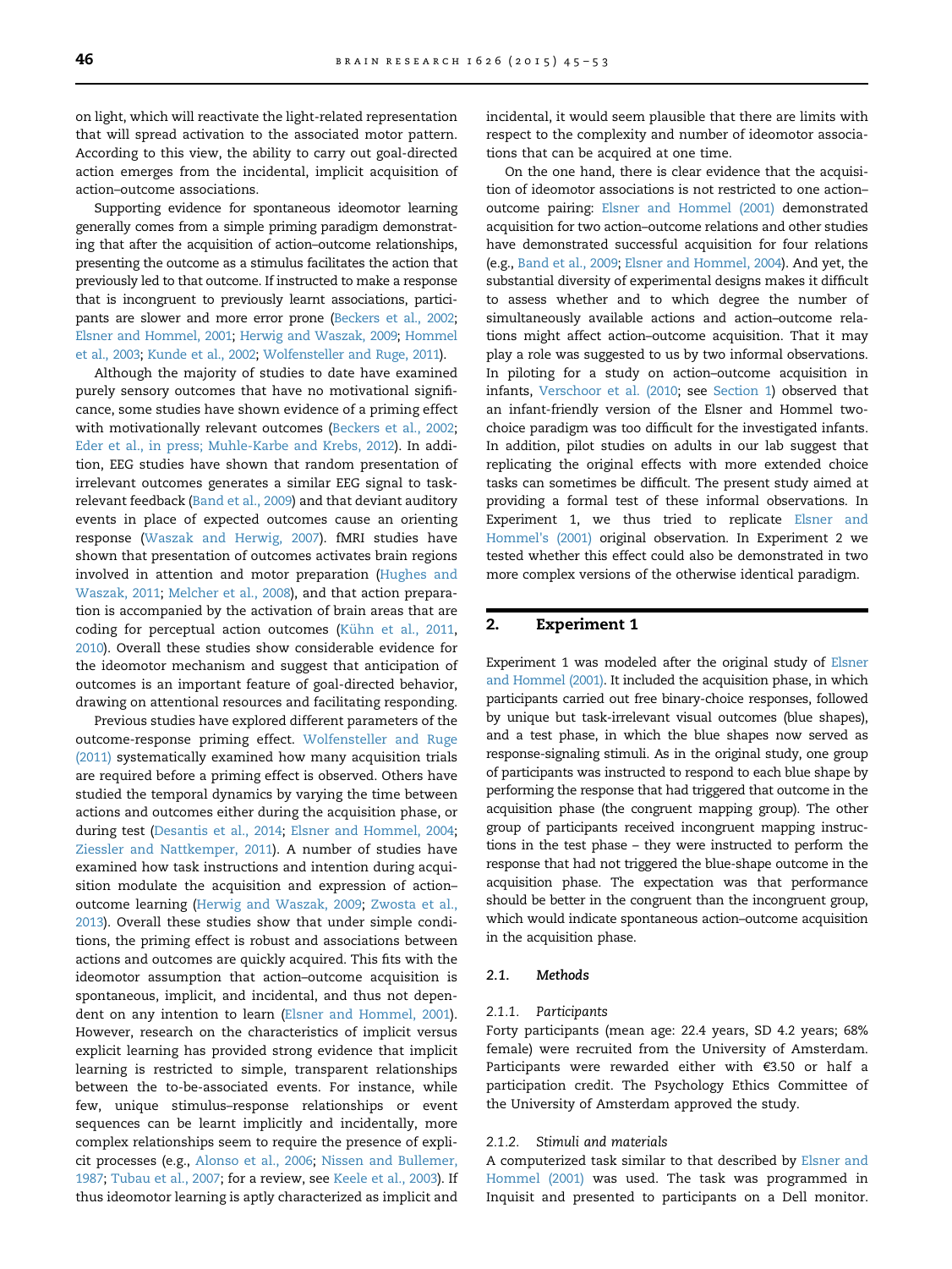on light, which will reactivate the light-related representation that will spread activation to the associated motor pattern. According to this view, the ability to carry out goal-directed action emerges from the incidental, implicit acquisition of action–outcome associations.

Supporting evidence for spontaneous ideomotor learning generally comes from a simple priming paradigm demonstrating that after the acquisition of action–outcome relationships, presenting the outcome as a stimulus facilitates the action that previously led to that outcome. If instructed to make a response that is incongruent to previously learnt associations, participants are slower and more error prone (Beckers et al., 2002; Elsner and Hommel, 2001; Herwig and Waszak, 2009; Hommel et al., 2003; Kunde et al., 2002; Wolfensteller and Ruge, 2011).

Although the majority of studies to date have examined purely sensory outcomes that have no motivational significance, some studies have shown evidence of a priming effect with motivationally relevant outcomes (Beckers et al., 2002; Eder et al., in press; Muhle-Karbe and Krebs, 2012). In addition, EEG studies have shown that random presentation of irrelevant outcomes generates a similar EEG signal to task-relevant feedback (Band et al., 2009) and that deviant auditory events in place of expected outcomes cause an orienting response (Waszak and Herwig, 2007). fMRI studies have shown that presentation of outcomes activates brain regions involved in attention and motor preparation (Hughes and Waszak, 2011; Melcher et al., 2008), and that action preparation is accompanied by the activation of brain areas that are coding for perceptual action outcomes (Kühn et al., 2011, 2010). Overall these studies show considerable evidence for the ideomotor mechanism and suggest that anticipation of outcomes is an important feature of goal-directed behavior, drawing on attentional resources and facilitating responding.

Previous studies have explored different parameters of the outcome-response priming effect. Wolfensteller and Ruge (2011) systematically examined how many acquisition trials are required before a priming effect is observed. Others have studied the temporal dynamics by varying the time between actions and outcomes either during the acquisition phase, or during test (Desantis et al., 2014; Elsner and Hommel, 2004; Ziessler and Nattkemper, 2011). A number of studies have examined how task instructions and intention during acquisition modulate the acquisition and expression of action–outcome learning (Herwig and Waszak, 2009; Zwosta et al., 2013). Overall these studies show that under simple conditions, the priming effect is robust and associations between actions and outcomes are quickly acquired. This fits with the ideomotor assumption that action–outcome acquisition is spontaneous, implicit, and incidental, and thus not dependent on any intention to learn (Elsner and Hommel, 2001). However, research on the characteristics of implicit versus explicit learning has provided strong evidence that implicit learning is restricted to simple, transparent relationships between the to-be-associated events. For instance, while few, unique stimulus–response relationships or event sequences can be learnt implicitly and incidentally, more complex relationships seem to require the presence of explicit processes (e.g., Alonso et al., 2006; Nissen and Bullemer, 1987; Tubau et al., 2007; for a review, see Keele et al., 2003). If thus ideomotor learning is aptly characterized as implicit and incidental, it would seem plausible that there are limits with respect to the complexity and number of ideomotor associations that can be acquired at one time.

On the one hand, there is clear evidence that the acquisition of ideomotor associations is not restricted to one action–outcome pairing: Elsner and Hommel (2001) demonstrated acquisition for two action–outcome relations and other studies have demonstrated successful acquisition for four relations (e.g., Band et al., 2009; Elsner and Hommel, 2004). And yet, the substantial diversity of experimental designs makes it difficult to assess whether and to which degree the number of simultaneously available actions and action–outcome relations might affect action–outcome acquisition. That it may play a role was suggested to us by two informal observations. In piloting for a study on action–outcome acquisition in infants, Verschoor et al. (2010; see Section 1) observed that an infant-friendly version of the Elsner and Hommel two-choice paradigm was too difficult for the investigated infants. In addition, pilot studies on adults in our lab suggest that replicating the original effects with more extended choice tasks can sometimes be difficult. The present study aimed at providing a formal test of these informal observations. In Experiment 1, we thus tried to replicate Elsner and Hommel's (2001) original observation. In Experiment 2 we tested whether this effect could also be demonstrated in two more complex versions of the otherwise identical paradigm.

## 2. Experiment 1

Experiment 1 was modeled after the original study of Elsner and Hommel (2001). It included the acquisition phase, in which participants carried out free binary-choice responses, followed by unique but task-irrelevant visual outcomes (blue shapes), and a test phase, in which the blue shapes now served as response-signaling stimuli. As in the original study, one group of participants was instructed to respond to each blue shape by performing the response that had triggered that outcome in the acquisition phase (the congruent mapping group). The other group of participants received incongruent mapping instructions in the test phase – they were instructed to perform the response that had not triggered the blue-shape outcome in the acquisition phase. The expectation was that performance should be better in the congruent than the incongruent group, which would indicate spontaneous action–outcome acquisition in the acquisition phase.

### 2.1. Methods

#### 2.1.1. Participants

Forty participants (mean age: 22.4 years, SD 4.2 years; 68% female) were recruited from the University of Amsterdam. Participants were rewarded either with €3.50 or half a participation credit. The Psychology Ethics Committee of the University of Amsterdam approved the study.

#### 2.1.2. Stimuli and materials

A computerized task similar to that described by Elsner and Hommel (2001) was used. The task was programmed in Inquisit and presented to participants on a Dell monitor.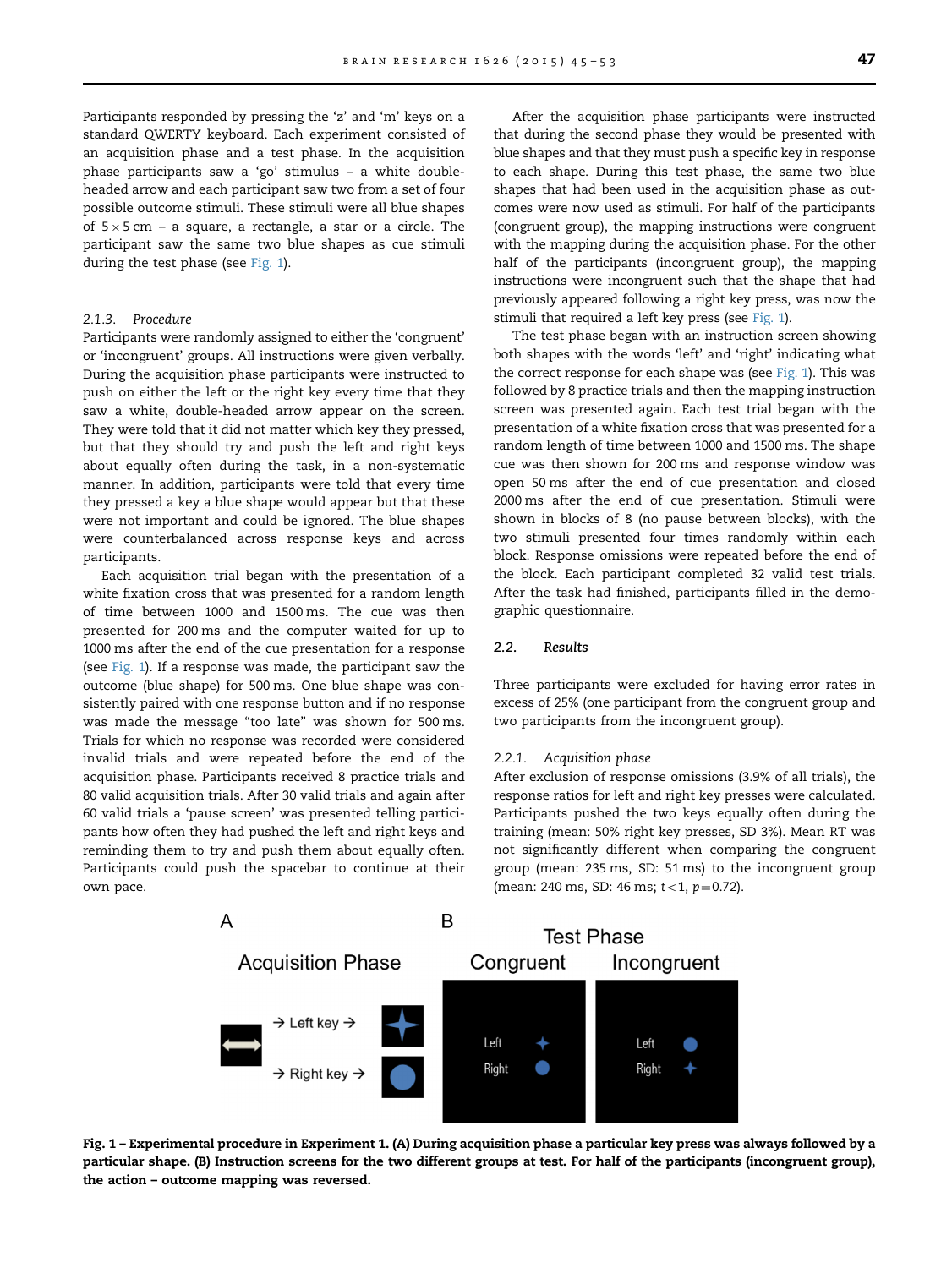Participants responded by pressing the 'z' and 'm' keys on a standard QWERTY keyboard. Each experiment consisted of an acquisition phase and a test phase. In the acquisition phase participants saw a 'go' stimulus – a white double-headed arrow and each participant saw two from a set of four possible outcome stimuli. These stimuli were all blue shapes of 5×5 cm – a square, a rectangle, a star or a circle. The participant saw the same two blue shapes as cue stimuli during the test phase (see Fig. 1).

#### 2.1.3. Procedure

Participants were randomly assigned to either the 'congruent' or 'incongruent' groups. All instructions were given verbally. During the acquisition phase participants were instructed to push on either the left or the right key every time that they saw a white, double-headed arrow appear on the screen. They were told that it did not matter which key they pressed, but that they should try and push the left and right keys about equally often during the task, in a non-systematic manner. In addition, participants were told that every time they pressed a key a blue shape would appear but that these were not important and could be ignored. The blue shapes were counterbalanced across response keys and across participants.

Each acquisition trial began with the presentation of a white fixation cross that was presented for a random length of time between 1000 and 1500 ms. The cue was then presented for 200 ms and the computer waited for up to 1000 ms after the end of the cue presentation for a response (see Fig. 1). If a response was made, the participant saw the outcome (blue shape) for 500 ms. One blue shape was consistently paired with one response button and if no response was made the message "too late" was shown for 500 ms. Trials for which no response was recorded were considered invalid trials and were repeated before the end of the acquisition phase. Participants received 8 practice trials and 80 valid acquisition trials. After 30 valid trials and again after 60 valid trials a 'pause screen' was presented telling participants how often they had pushed the left and right keys and reminding them to try and push them about equally often. Participants could push the spacebar to continue at their own pace.

After the acquisition phase participants were instructed that during the second phase they would be presented with blue shapes and that they must push a specific key in response to each shape. During this test phase, the same two blue shapes that had been used in the acquisition phase as outcomes were now used as stimuli. For half of the participants (congruent group), the mapping instructions were congruent with the mapping during the acquisition phase. For the other half of the participants (incongruent group), the mapping instructions were incongruent such that the shape that had previously appeared following a right key press, was now the stimuli that required a left key press (see Fig. 1).

The test phase began with an instruction screen showing both shapes with the words 'left' and 'right' indicating what the correct response for each shape was (see Fig. 1). This was followed by 8 practice trials and then the mapping instruction screen was presented again. Each test trial began with the presentation of a white fixation cross that was presented for a random length of time between 1000 and 1500 ms. The shape cue was then shown for 200 ms and response window was open 50 ms after the end of cue presentation and closed 2000 ms after the end of cue presentation. Stimuli were shown in blocks of 8 (no pause between blocks), with the two stimuli presented four times randomly within each block. Response omissions were repeated before the end of the block. Each participant completed 32 valid test trials. After the task had finished, participants filled in the demographic questionnaire.

### 2.2. Results

Three participants were excluded for having error rates in excess of 25% (one participant from the congruent group and two participants from the incongruent group).

#### 2.2.1. Acquisition phase

After exclusion of response omissions (3.9% of all trials), the response ratios for left and right key presses were calculated. Participants pushed the two keys equally often during the training (mean: 50% right key presses, SD 3%). Mean RT was not significantly different when comparing the congruent group (mean: 235 ms, SD: 51 ms) to the incongruent group (mean: 240 ms, SD: 46 ms; $t<1$, $p=0.72$).

**Fig. 1 – Experimental procedure in Experiment 1. (A) During acquisition phase a particular key press was always followed by a particular shape. (B) Instruction screens for the two different groups at test. For half of the participants (incongruent group), the action – outcome mapping was reversed.**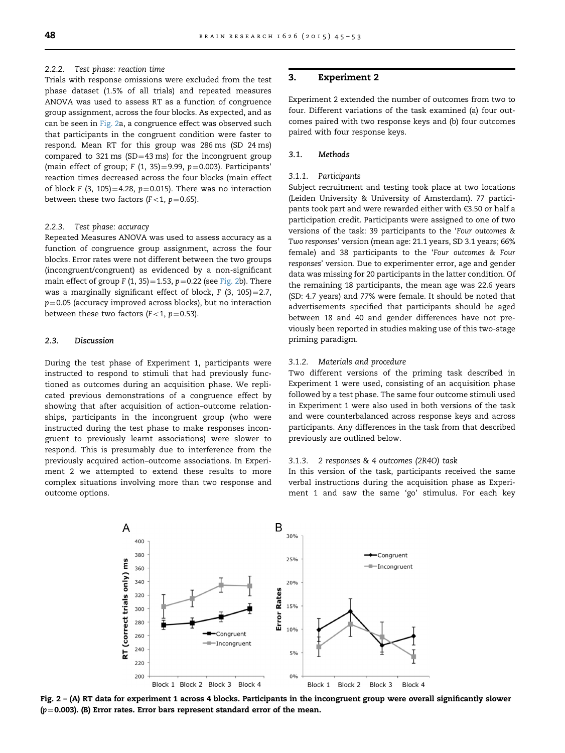#### 2.2.2. Test phase: reaction time

Trials with response omissions were excluded from the test phase dataset (1.5% of all trials) and repeated measures ANOVA was used to assess RT as a function of congruence group assignment, across the four blocks. As expected, and as can be seen in Fig. 2a, a congruence effect was observed such that participants in the congruent condition were faster to respond. Mean RT for this group was 286 ms (SD 24 ms) compared to 321 ms (SD=43 ms) for the incongruent group (main effect of group; $F$ (1, 35)=9.99, $p$=0.003). Participants' reaction times decreased across the four blocks (main effect of block $F$ (3, 105)=4.28, $p$=0.015). There was no interaction between these two factors ($F<1$, $p$=0.65).

#### 2.2.3. Test phase: accuracy

Repeated Measures ANOVA was used to assess accuracy as a function of congruence group assignment, across the four blocks. Error rates were not different between the two groups (incongruent/congruent) as evidenced by a non-significant main effect of group $F$ (1, 35)=1.53, $p$=0.22 (see Fig. 2b). There was a marginally significant effect of block, $F$ (3, 105)=2.7, $p$=0.05 (accuracy improved across blocks), but no interaction between these two factors ($F<1$, $p$=0.53).

### 2.3. Discussion

During the test phase of Experiment 1, participants were instructed to respond to stimuli that had previously functioned as outcomes during an acquisition phase. We replicated previous demonstrations of a congruence effect by showing that after acquisition of action–outcome relationships, participants in the incongruent group (who were instructed during the test phase to make responses incongruent to previously learnt associations) were slower to respond. This is presumably due to interference from the previously acquired action–outcome associations. In Experiment 2 we attempted to extend these results to more complex situations involving more than two response and outcome options.

## 3. Experiment 2

Experiment 2 extended the number of outcomes from two to four. Different variations of the task examined (a) four outcomes paired with two response keys and (b) four outcomes paired with four response keys.

### 3.1. Methods

#### 3.1.1. Participants

Subject recruitment and testing took place at two locations (Leiden University & University of Amsterdam). 77 participants took part and were rewarded either with €3.50 or half a participation credit. Participants were assigned to one of two versions of the task: 39 participants to the '*Four outcomes & Two responses*' version (mean age: 21.1 years, SD 3.1 years; 66% female) and 38 participants to the '*Four outcomes & Four responses*' version. Due to experimenter error, age and gender data was missing for 20 participants in the latter condition. Of the remaining 18 participants, the mean age was 22.6 years (SD: 4.7 years) and 77% were female. It should be noted that advertisements specified that participants should be aged between 18 and 40 and gender differences have not previously been reported in studies making use of this two-stage priming paradigm.

#### 3.1.2. Materials and procedure

Two different versions of the priming task described in Experiment 1 were used, consisting of an acquisition phase followed by a test phase. The same four outcome stimuli used in Experiment 1 were also used in both versions of the task and were counterbalanced across response keys and across participants. Any differences in the task from that described previously are outlined below.

#### 3.1.3. 2 responses & 4 outcomes (2R4O) task

In this version of the task, participants received the same verbal instructions during the acquisition phase as Experiment 1 and saw the same 'go' stimulus. For each key

**Fig. 2 – (A) RT data for experiment 1 across 4 blocks. Participants in the incongruent group were overall significantly slower ($p$=0.003). (B) Error rates. Error bars represent standard error of the mean.**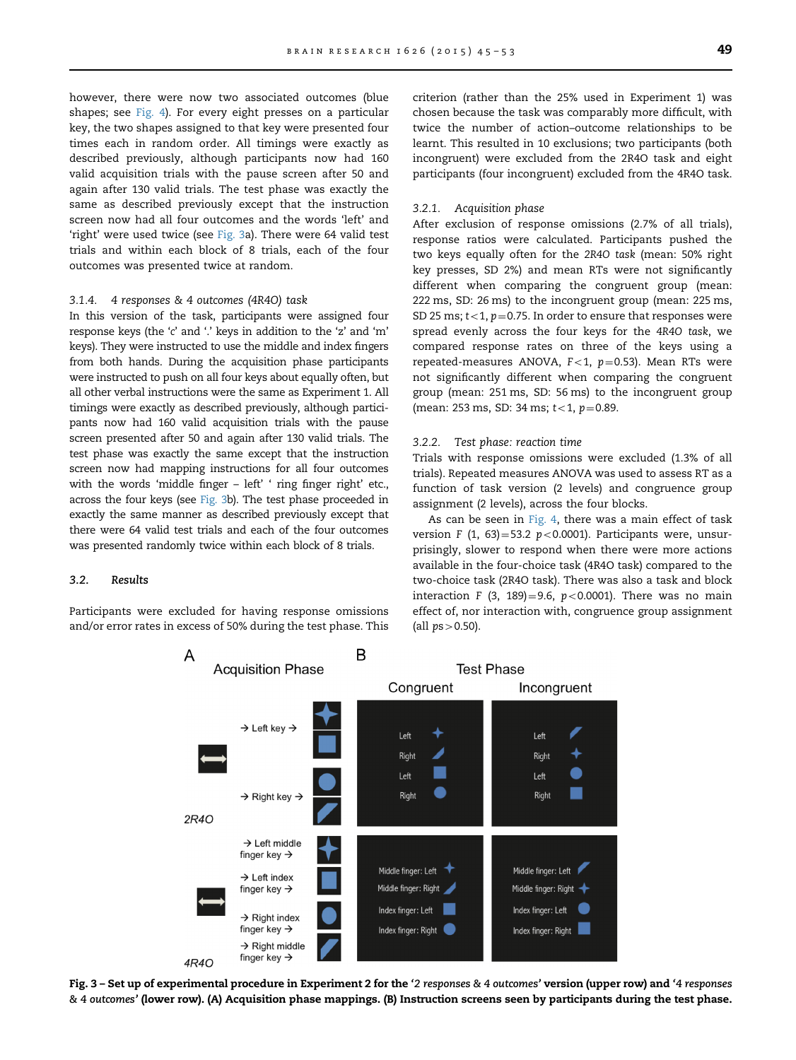however, there were now two associated outcomes (blue shapes; see Fig. 4). For every eight presses on a particular key, the two shapes assigned to that key were presented four times each in random order. All timings were exactly as described previously, although participants now had 160 valid acquisition trials with the pause screen after 50 and again after 130 valid trials. The test phase was exactly the same as described previously except that the instruction screen now had all four outcomes and the words 'left' and 'right' were used twice (see Fig. 3a). There were 64 valid test trials and within each block of 8 trials, each of the four outcomes was presented twice at random.

### 3.1.4. 4 responses & 4 outcomes (4R4O) task

In this version of the task, participants were assigned four response keys (the 'c' and '.' keys in addition to the 'z' and 'm' keys). They were instructed to use the middle and index fingers from both hands. During the acquisition phase participants were instructed to push on all four keys about equally often, but all other verbal instructions were the same as Experiment 1. All timings were exactly as described previously, although participants now had 160 valid acquisition trials with the pause screen presented after 50 and again after 130 valid trials. The test phase was exactly the same except that the instruction screen now had mapping instructions for all four outcomes with the words 'middle finger – left' ' ring finger right' etc., across the four keys (see Fig. 3b). The test phase proceeded in exactly the same manner as described previously except that there were 64 valid test trials and each of the four outcomes was presented randomly twice within each block of 8 trials.

## 3.2. Results

Participants were excluded for having response omissions and/or error rates in excess of 50% during the test phase. This criterion (rather than the 25% used in Experiment 1) was chosen because the task was comparably more difficult, with twice the number of action–outcome relationships to be learnt. This resulted in 10 exclusions; two participants (both incongruent) were excluded from the 2R4O task and eight participants (four incongruent) excluded from the 4R4O task.

### 3.2.1. Acquisition phase

After exclusion of response omissions (2.7% of all trials), response ratios were calculated. Participants pushed the two keys equally often for the *2R4O task* (mean: 50% right key presses, SD 2%) and mean RTs were not significantly different when comparing the congruent group (mean: 222 ms, SD: 26 ms) to the incongruent group (mean: 225 ms, SD 25 ms; $t<1$, $p=0.75$. In order to ensure that responses were spread evenly across the four keys for the *4R4O task*, we compared response rates on three of the keys using a repeated-measures ANOVA, $F<1$, $p=0.53$). Mean RTs were not significantly different when comparing the congruent group (mean: 251 ms, SD: 56 ms) to the incongruent group (mean: 253 ms, SD: 34 ms; $t<1$, $p=0.89$.

### 3.2.2. Test phase: reaction time

Trials with response omissions were excluded (1.3% of all trials). Repeated measures ANOVA was used to assess RT as a function of task version (2 levels) and congruence group assignment (2 levels), across the four blocks.

As can be seen in Fig. 4, there was a main effect of task version $F$ (1, 63)=53.2 $p<0.0001$). Participants were, unsurprisingly, slower to respond when there were more actions available in the four-choice task (4R4O task) compared to the two-choice task (2R4O task). There was also a task and block interaction $F$ (3, 189)=9.6, $p<0.0001$). There was no main effect of, nor interaction with, congruence group assignment (all $ps>0.50$).

**Fig. 3 – Set up of experimental procedure in Experiment 2 for the '*2 responses & 4 outcomes*' version (upper row) and '*4 responses & 4 outcomes*' (lower row). (A) Acquisition phase mappings. (B) Instruction screens seen by participants during the test phase.**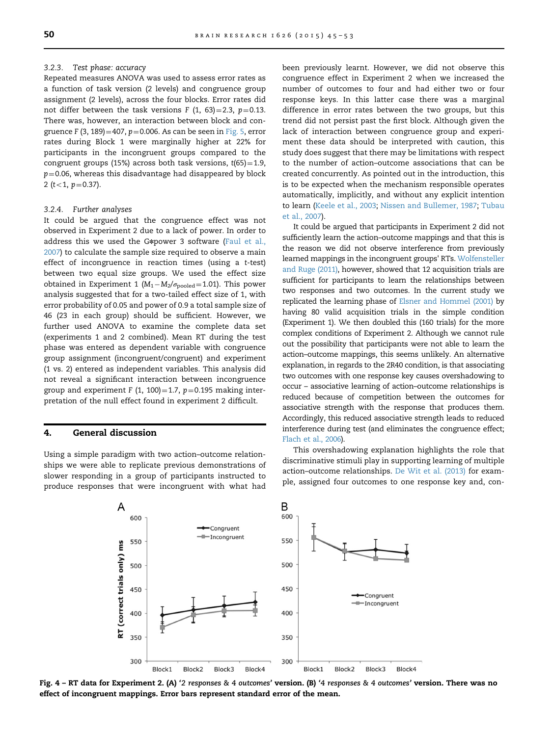### 3.2.3. Test phase: accuracy

Repeated measures ANOVA was used to assess error rates as a function of task version (2 levels) and congruence group assignment (2 levels), across the four blocks. Error rates did not differ between the task versions $F(1, 63)=2.3$, $p=0.13$. There was, however, an interaction between block and congruence $F(3, 189)=407$, $p=0.006$. As can be seen in Fig. 5, error rates during Block 1 were marginally higher at 22% for participants in the incongruent groups compared to the congruent groups (15%) across both task versions, $t(65)=1.9$, $p=0.06$, whereas this disadvantage had disappeared by block 2 ($t<1$, $p=0.37$).

### 3.2.4. Further analyses

It could be argued that the congruence effect was not observed in Experiment 2 due to a lack of power. In order to address this we used the G*power 3 software (Faul et al., 2007) to calculate the sample size required to observe a main effect of incongruence in reaction times (using a t-test) between two equal size groups. We used the effect size obtained in Experiment 1 ($M_1-M_2/\sigma_{pooled}=1.01$). This power analysis suggested that for a two-tailed effect size of 1, with error probability of 0.05 and power of 0.9 a total sample size of 46 (23 in each group) should be sufficient. However, we further used ANOVA to examine the complete data set (experiments 1 and 2 combined). Mean RT during the test phase was entered as dependent variable with congruence group assignment (incongruent/congruent) and experiment (1 vs. 2) entered as independent variables. This analysis did not reveal a significant interaction between incongruence group and experiment $F(1, 100)=1.7$, $p=0.195$ making interpretation of the null effect found in experiment 2 difficult.

## 4. General discussion

Using a simple paradigm with two action–outcome relationships we were able to replicate previous demonstrations of slower responding in a group of participants instructed to produce responses that were incongruent with what had been previously learnt. However, we did not observe this congruence effect in Experiment 2 when we increased the number of outcomes to four and had either two or four response keys. In this latter case there was a marginal difference in error rates between the two groups, but this trend did not persist past the first block. Although given the lack of interaction between congruence group and experiment these data should be interpreted with caution, this study does suggest that there may be limitations with respect to the number of action–outcome associations that can be created concurrently. As pointed out in the introduction, this is to be expected when the mechanism responsible operates automatically, implicitly, and without any explicit intention to learn (Keele et al., 2003; Nissen and Bullemer, 1987; Tubau et al., 2007).

It could be argued that participants in Experiment 2 did not sufficiently learn the action–outcome mappings and that this is the reason we did not observe interference from previously learned mappings in the incongruent groups' RTs. Wolfensteller and Ruge (2011), however, showed that 12 acquisition trials are sufficient for participants to learn the relationships between two responses and two outcomes. In the current study we replicated the learning phase of Elsner and Hommel (2001) by having 80 valid acquisition trials in the simple condition (Experiment 1). We then doubled this (160 trials) for the more complex conditions of Experiment 2. Although we cannot rule out the possibility that participants were not able to learn the action–outcome mappings, this seems unlikely. An alternative explanation, in regards to the 2R4O condition, is that associating two outcomes with one response key causes overshadowing to occur – associative learning of action–outcome relationships is reduced because of competition between the outcomes for associative strength with the response that produces them. Accordingly, this reduced associative strength leads to reduced interference during test (and eliminates the congruence effect; Flach et al., 2006).

This overshadowing explanation highlights the role that discriminative stimuli play in supporting learning of multiple action–outcome relationships. De Wit et al. (2013) for example, assigned four outcomes to one response key and, con-

**Fig. 4 – RT data for Experiment 2. (A) '*2 responses & 4 outcomes*' version. (B) '*4 responses & 4 outcomes*' version. There was no effect of incongruent mappings. Error bars represent standard error of the mean.**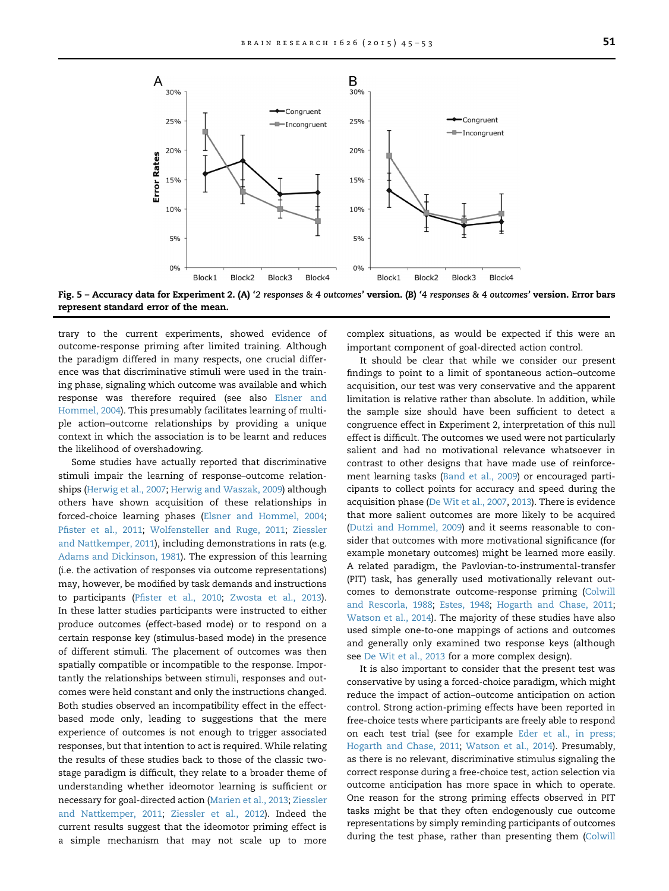Fig. 5 – Accuracy data for Experiment 2. (A) '*2 responses & 4 outcomes*' version. (B) '*4 responses & 4 outcomes*' version. Error bars represent standard error of the mean.

trary to the current experiments, showed evidence of outcome-response priming after limited training. Although the paradigm differed in many respects, one crucial difference was that discriminative stimuli were used in the training phase, signaling which outcome was available and which response was therefore required (see also Elsner and Hommel, 2004). This presumably facilitates learning of multiple action–outcome relationships by providing a unique context in which the association is to be learnt and reduces the likelihood of overshadowing.

Some studies have actually reported that discriminative stimuli impair the learning of response–outcome relationships (Herwig et al., 2007; Herwig and Waszak, 2009) although others have shown acquisition of these relationships in forced-choice learning phases (Elsner and Hommel, 2004; Pfister et al., 2011; Wolfensteller and Ruge, 2011; Ziessler and Nattkemper, 2011), including demonstrations in rats (e.g. Adams and Dickinson, 1981). The expression of this learning (i.e. the activation of responses via outcome representations) may, however, be modified by task demands and instructions to participants (Pfister et al., 2010; Zwosta et al., 2013). In these latter studies participants were instructed to either produce outcomes (effect-based mode) or to respond on a certain response key (stimulus-based mode) in the presence of different stimuli. The placement of outcomes was then spatially compatible or incompatible to the response. Importantly the relationships between stimuli, responses and outcomes were held constant and only the instructions changed. Both studies observed an incompatibility effect in the effect-based mode only, leading to suggestions that the mere experience of outcomes is not enough to trigger associated responses, but that intention to act is required. While relating the results of these studies back to those of the classic two-stage paradigm is difficult, they relate to a broader theme of understanding whether ideomotor learning is sufficient or necessary for goal-directed action (Marien et al., 2013; Ziessler and Nattkemper, 2011; Ziessler et al., 2012). Indeed the current results suggest that the ideomotor priming effect is a simple mechanism that may not scale up to more complex situations, as would be expected if this were an important component of goal-directed action control.

It should be clear that while we consider our present findings to point to a limit of spontaneous action–outcome acquisition, our test was very conservative and the apparent limitation is relative rather than absolute. In addition, while the sample size should have been sufficient to detect a congruence effect in Experiment 2, interpretation of this null effect is difficult. The outcomes we used were not particularly salient and had no motivational relevance whatsoever in contrast to other designs that have made use of reinforcement learning tasks (Band et al., 2009) or encouraged participants to collect points for accuracy and speed during the acquisition phase (De Wit et al., 2007, 2013). There is evidence that more salient outcomes are more likely to be acquired (Dutzi and Hommel, 2009) and it seems reasonable to consider that outcomes with more motivational significance (for example monetary outcomes) might be learned more easily. A related paradigm, the Pavlovian-to-instrumental-transfer (PIT) task, has generally used motivationally relevant outcomes to demonstrate outcome-response priming (Colwill and Rescorla, 1988; Estes, 1948; Hogarth and Chase, 2011; Watson et al., 2014). The majority of these studies have also used simple one-to-one mappings of actions and outcomes and generally only examined two response keys (although see De Wit et al., 2013 for a more complex design).

It is also important to consider that the present test was conservative by using a forced-choice paradigm, which might reduce the impact of action–outcome anticipation on action control. Strong action-priming effects have been reported in free-choice tests where participants are freely able to respond on each test trial (see for example Eder et al., in press; Hogarth and Chase, 2011; Watson et al., 2014). Presumably, as there is no relevant, discriminative stimulus signaling the correct response during a free-choice test, action selection via outcome anticipation has more space in which to operate. One reason for the strong priming effects observed in PIT tasks might be that they often endogenously cue outcome representations by simply reminding participants of outcomes during the test phase, rather than presenting them (Colwill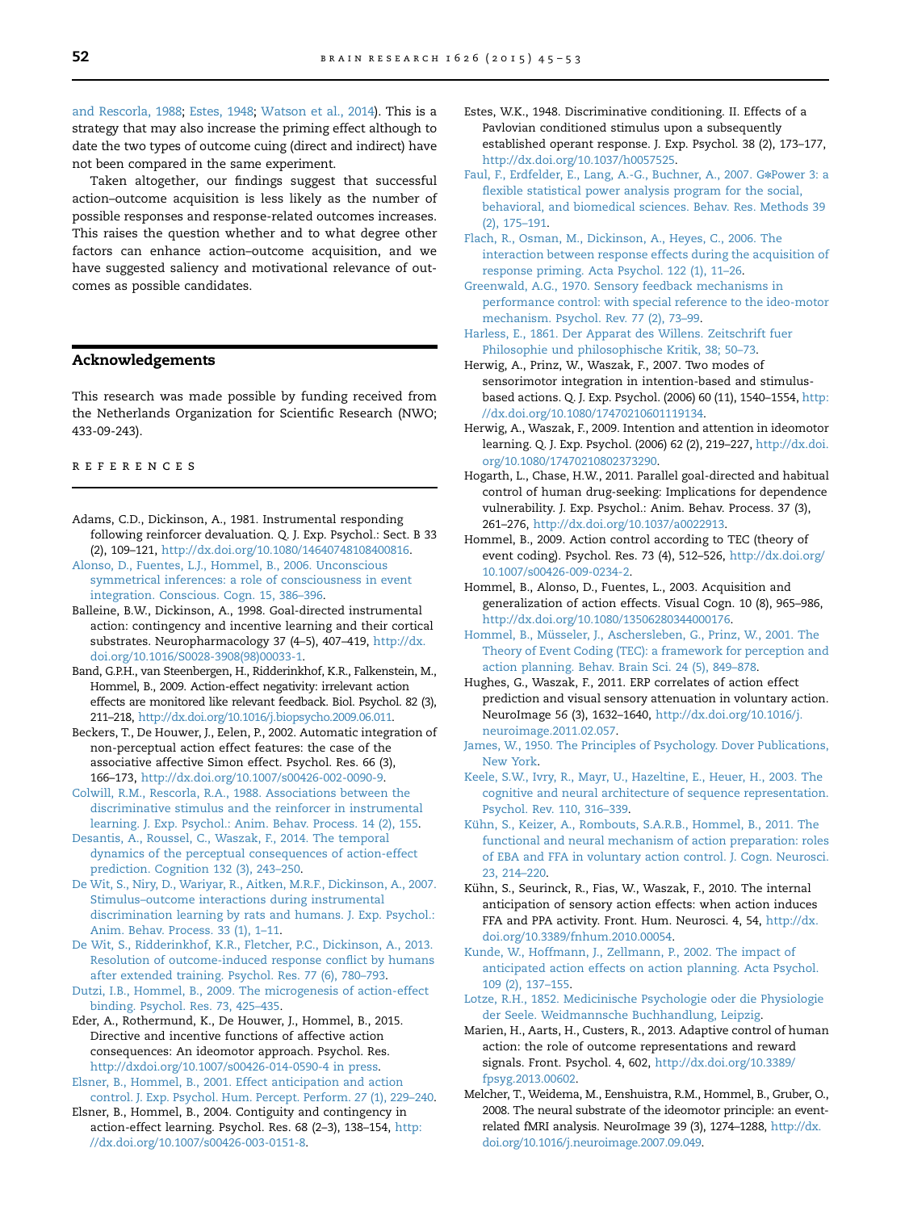and Rescorla, 1988; Estes, 1948; Watson et al., 2014). This is a strategy that may also increase the priming effect although to date the two types of outcome cuing (direct and indirect) have not been compared in the same experiment.

Taken altogether, our findings suggest that successful action–outcome acquisition is less likely as the number of possible responses and response-related outcomes increases. This raises the question whether and to what degree other factors can enhance action–outcome acquisition, and we have suggested saliency and motivational relevance of outcomes as possible candidates.

## Acknowledgements

This research was made possible by funding received from the Netherlands Organization for Scientific Research (NWO; 433-09-243).

## REFERENCES

Adams, C.D., Dickinson, A., 1981. Instrumental responding following reinforcer devaluation. Q. J. Exp. Psychol.: Sect. B 33 (2), 109–121, http://dx.doi.org/10.1080/14640748108400816.

Alonso, D., Fuentes, L.J., Hommel, B., 2006. Unconscious symmetrical inferences: a role of consciousness in event integration. Conscious. Cogn. 15, 386–396.

Balleine, B.W., Dickinson, A., 1998. Goal-directed instrumental action: contingency and incentive learning and their cortical substrates. Neuropharmacology 37 (4–5), 407–419, http://dx.doi.org/10.1016/S0028-3908(98)00033-1.

Band, G.P.H., van Steenbergen, H., Ridderinkhof, K.R., Falkenstein, M., Hommel, B., 2009. Action-effect negativity: irrelevant action effects are monitored like relevant feedback. Biol. Psychol. 82 (3), 211–218, http://dx.doi.org/10.1016/j.biopsycho.2009.06.011.

Beckers, T., De Houwer, J., Eelen, P., 2002. Automatic integration of non-perceptual action effect features: the case of the associative affective Simon effect. Psychol. Res. 66 (3), 166–173, http://dx.doi.org/10.1007/s00426-002-0090-9.

Colwill, R.M., Rescorla, R.A., 1988. Associations between the discriminative stimulus and the reinforcer in instrumental learning. J. Exp. Psychol.: Anim. Behav. Process. 14 (2), 155.

Desantis, A., Roussel, C., Waszak, F., 2014. The temporal dynamics of the perceptual consequences of action-effect prediction. Cognition 132 (3), 243–250.

De Wit, S., Niry, D., Wariyar, R., Aitken, M.R.F., Dickinson, A., 2007. Stimulus–outcome interactions during instrumental discrimination learning by rats and humans. J. Exp. Psychol.: Anim. Behav. Process. 33 (1), 1–11.

De Wit, S., Ridderinkhof, K.R., Fletcher, P.C., Dickinson, A., 2013. Resolution of outcome-induced response conflict by humans after extended training. Psychol. Res. 77 (6), 780–793.

Dutzi, I.B., Hommel, B., 2009. The microgenesis of action-effect binding. Psychol. Res. 73, 425–435.

Eder, A., Rothermund, K., De Houwer, J., Hommel, B., 2015. Directive and incentive functions of affective action consequences: An ideomotor approach. Psychol. Res. http://dxdoi.org/10.1007/s00426-014-0590-4 in press.

Elsner, B., Hommel, B., 2001. Effect anticipation and action control. J. Exp. Psychol. Hum. Percept. Perform. 27 (1), 229–240.

Elsner, B., Hommel, B., 2004. Contiguity and contingency in action-effect learning. Psychol. Res. 68 (2–3), 138–154, http://dx.doi.org/10.1007/s00426-003-0151-8.

Estes, W.K., 1948. Discriminative conditioning. II. Effects of a Pavlovian conditioned stimulus upon a subsequently established operant response. J. Exp. Psychol. 38 (2), 173–177, http://dx.doi.org/10.1037/h0057525.

Faul, F., Erdfelder, E., Lang, A.-G., Buchner, A., 2007. G*Power 3: a flexible statistical power analysis program for the social, behavioral, and biomedical sciences. Behav. Res. Methods 39 (2), 175–191.

Flach, R., Osman, M., Dickinson, A., Heyes, C., 2006. The interaction between response effects during the acquisition of response priming. Acta Psychol. 122 (1), 11–26.

Greenwald, A.G., 1970. Sensory feedback mechanisms in performance control: with special reference to the ideo-motor mechanism. Psychol. Rev. 77 (2), 73–99.

Harless, E., 1861. Der Apparat des Willens. Zeitschrift fuer Philosophie und philosophische Kritik, 38; 50–73.

Herwig, A., Prinz, W., Waszak, F., 2007. Two modes of sensorimotor integration in intention-based and stimulus-based actions. Q. J. Exp. Psychol. (2006) 60 (11), 1540–1554, http://dx.doi.org/10.1080/17470210601119134.

Herwig, A., Waszak, F., 2009. Intention and attention in ideomotor learning. Q. J. Exp. Psychol. (2006) 62 (2), 219–227, http://dx.doi.org/10.1080/17470210802373290.

Hogarth, L., Chase, H.W., 2011. Parallel goal-directed and habitual control of human drug-seeking: Implications for dependence vulnerability. J. Exp. Psychol.: Anim. Behav. Process. 37 (3), 261–276, http://dx.doi.org/10.1037/a0022913.

Hommel, B., 2009. Action control according to TEC (theory of event coding). Psychol. Res. 73 (4), 512–526, http://dx.doi.org/10.1007/s00426-009-0234-2.

Hommel, B., Alonso, D., Fuentes, L., 2003. Acquisition and generalization of action effects. Visual Cogn. 10 (8), 965–986, http://dx.doi.org/10.1080/13506280344000176.

Hommel, B., Müsseler, J., Aschersleben, G., Prinz, W., 2001. The Theory of Event Coding (TEC): a framework for perception and action planning. Behav. Brain Sci. 24 (5), 849–878.

Hughes, G., Waszak, F., 2011. ERP correlates of action effect prediction and visual sensory attenuation in voluntary action. NeuroImage 56 (3), 1632–1640, http://dx.doi.org/10.1016/j.neuroimage.2011.02.057.

James, W., 1950. The Principles of Psychology. Dover Publications, New York.

Keele, S.W., Ivry, R., Mayr, U., Hazeltine, E., Heuer, H., 2003. The cognitive and neural architecture of sequence representation. Psychol. Rev. 110, 316–339.

Kühn, S., Keizer, A., Rombouts, S.A.R.B., Hommel, B., 2011. The functional and neural mechanism of action preparation: roles of EBA and FFA in voluntary action control. J. Cogn. Neurosci. 23, 214–220.

Kühn, S., Seurinck, R., Fias, W., Waszak, F., 2010. The internal anticipation of sensory action effects: when action induces FFA and PPA activity. Front. Hum. Neurosci. 4, 54, http://dx.doi.org/10.3389/fnhum.2010.00054.

Kunde, W., Hoffmann, J., Zellmann, P., 2002. The impact of anticipated action effects on action planning. Acta Psychol. 109 (2), 137–155.

Lotze, R.H., 1852. Medicinische Psychologie oder die Physiologie der Seele. Weidmannsche Buchhandlung, Leipzig.

Marien, H., Aarts, H., Custers, R., 2013. Adaptive control of human action: the role of outcome representations and reward signals. Front. Psychol. 4, 602, http://dx.doi.org/10.3389/fpsyg.2013.00602.

Melcher, T., Weidema, M., Eenshuistra, R.M., Hommel, B., Gruber, O., 2008. The neural substrate of the ideomotor principle: an event-related fMRI analysis. NeuroImage 39 (3), 1274–1288, http://dx.doi.org/10.1016/j.neuroimage.2007.09.049.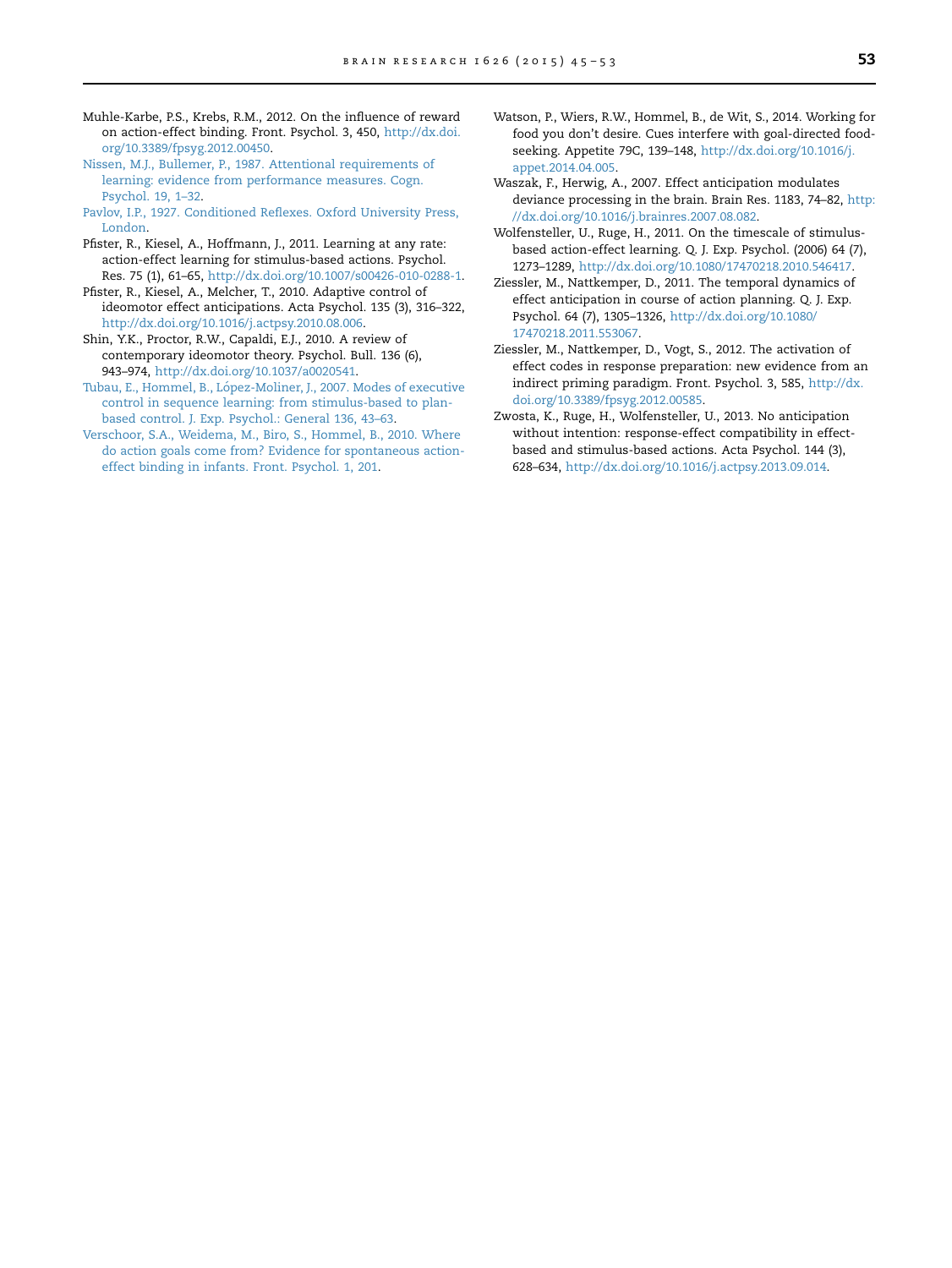Muhle-Karbe, P.S., Krebs, R.M., 2012. On the influence of reward on action-effect binding. Front. Psychol. 3, 450, http://dx.doi.org/10.3389/fpsyg.2012.00450.

Nissen, M.J., Bullemer, P., 1987. Attentional requirements of learning: evidence from performance measures. Cogn. Psychol. 19, 1–32.

Pavlov, I.P., 1927. Conditioned Reflexes. Oxford University Press, London.

Pfister, R., Kiesel, A., Hoffmann, J., 2011. Learning at any rate: action-effect learning for stimulus-based actions. Psychol. Res. 75 (1), 61–65, http://dx.doi.org/10.1007/s00426-010-0288-1.

Pfister, R., Kiesel, A., Melcher, T., 2010. Adaptive control of ideomotor effect anticipations. Acta Psychol. 135 (3), 316–322, http://dx.doi.org/10.1016/j.actpsy.2010.08.006.

Shin, Y.K., Proctor, R.W., Capaldi, E.J., 2010. A review of contemporary ideomotor theory. Psychol. Bull. 136 (6), 943–974, http://dx.doi.org/10.1037/a0020541.

Tubau, E., Hommel, B., López-Moliner, J., 2007. Modes of executive control in sequence learning: from stimulus-based to plan-based control. J. Exp. Psychol.: General 136, 43–63.

Verschoor, S.A., Weidema, M., Biro, S., Hommel, B., 2010. Where do action goals come from? Evidence for spontaneous action-effect binding in infants. Front. Psychol. 1, 201.

Watson, P., Wiers, R.W., Hommel, B., de Wit, S., 2014. Working for food you don't desire. Cues interfere with goal-directed food-seeking. Appetite 79C, 139–148, http://dx.doi.org/10.1016/j.appet.2014.04.005.

Waszak, F., Herwig, A., 2007. Effect anticipation modulates deviance processing in the brain. Brain Res. 1183, 74–82, http://dx.doi.org/10.1016/j.brainres.2007.08.082.

Wolfensteller, U., Ruge, H., 2011. On the timescale of stimulus-based action-effect learning. Q. J. Exp. Psychol. (2006) 64 (7), 1273–1289, http://dx.doi.org/10.1080/17470218.2010.546417.

Ziessler, M., Nattkemper, D., 2011. The temporal dynamics of effect anticipation in course of action planning. Q. J. Exp. Psychol. 64 (7), 1305–1326, http://dx.doi.org/10.1080/17470218.2011.553067.

Ziessler, M., Nattkemper, D., Vogt, S., 2012. The activation of effect codes in response preparation: new evidence from an indirect priming paradigm. Front. Psychol. 3, 585, http://dx.doi.org/10.3389/fpsyg.2012.00585.

Zwosta, K., Ruge, H., Wolfensteller, U., 2013. No anticipation without intention: response-effect compatibility in effect-based and stimulus-based actions. Acta Psychol. 144 (3), 628–634, http://dx.doi.org/10.1016/j.actpsy.2013.09.014.